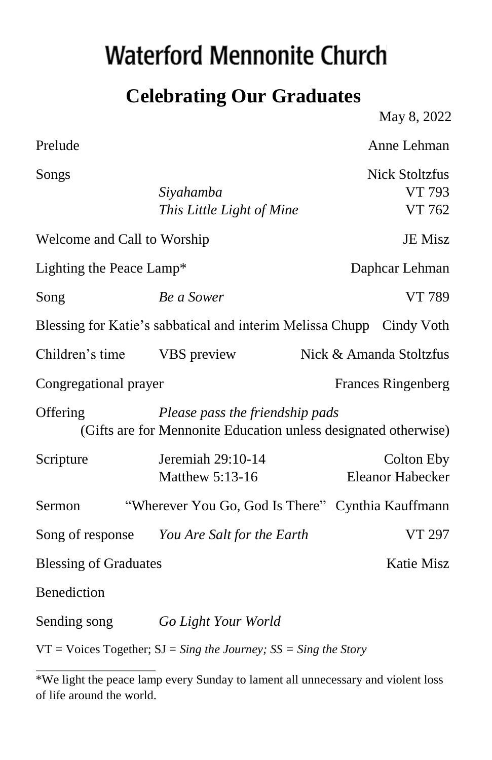# Waterford Mennonite Church

## Celebrating Our Graduates

May 8, 2022

| | | |
|---|---|---|
| Prelude | | Anne Lehman |
| Songs | | Nick Stoltzfus |
| | *Siyahamba* | VT 793 |
| | *This Little Light of Mine* | VT 762 |
| Welcome and Call to Worship | | JE Misz |
| Lighting the Peace Lamp* | | Daphcar Lehman |
| Song | *Be a Sower* | VT 789 |
| Blessing for Katie's sabbatical and interim Melissa Chupp | | Cindy Voth |
| Children's time | VBS preview | Nick & Amanda Stoltzfus |
| Congregational prayer | | Frances Ringenberg |
| Offering | *Please pass the friendship pads* (Gifts are for Mennonite Education unless designated otherwise) | |
| Scripture | Jeremiah 29:10-14 | Colton Eby |
| | Matthew 5:13-16 | Eleanor Habecker |
| Sermon | "Wherever You Go, God Is There" | Cynthia Kauffmann |
| Song of response | *You Are Salt for the Earth* | VT 297 |
| Blessing of Graduates | | Katie Misz |
| Benediction | | |
| Sending song | *Go Light Your World* | |

VT = Voices Together; SJ = *Sing the Journey; SS = Sing the Story*

---

*We light the peace lamp every Sunday to lament all unnecessary and violent loss of life around the world.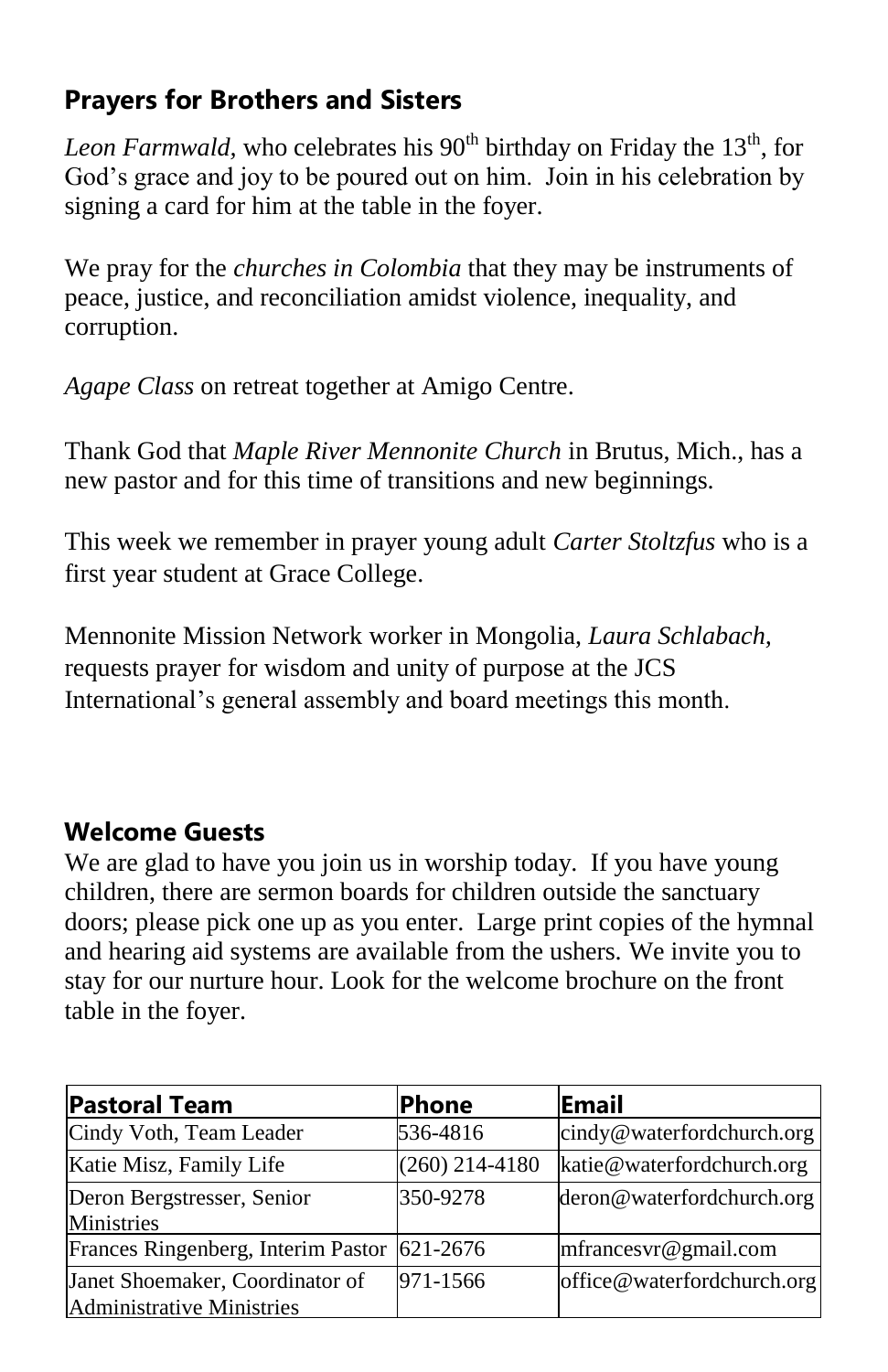## Prayers for Brothers and Sisters

*Leon Farmwald,* who celebrates his 90th birthday on Friday the 13th, for God's grace and joy to be poured out on him. Join in his celebration by signing a card for him at the table in the foyer.

We pray for the *churches in Colombia* that they may be instruments of peace, justice, and reconciliation amidst violence, inequality, and corruption.

*Agape Class* on retreat together at Amigo Centre.

Thank God that *Maple River Mennonite Church* in Brutus, Mich., has a new pastor and for this time of transitions and new beginnings.

This week we remember in prayer young adult *Carter Stoltzfus* who is a first year student at Grace College.

Mennonite Mission Network worker in Mongolia, *Laura Schlabach*, requests prayer for wisdom and unity of purpose at the JCS International's general assembly and board meetings this month.

## Welcome Guests

We are glad to have you join us in worship today. If you have young children, there are sermon boards for children outside the sanctuary doors; please pick one up as you enter. Large print copies of the hymnal and hearing aid systems are available from the ushers. We invite you to stay for our nurture hour. Look for the welcome brochure on the front table in the foyer.

| **Pastoral Team** | **Phone** | **Email** |
|---|---|---|
| Cindy Voth, Team Leader | 536-4816 | cindy@waterfordchurch.org |
| Katie Misz, Family Life | (260) 214-4180 | katie@waterfordchurch.org |
| Deron Bergstresser, Senior Ministries | 350-9278 | deron@waterfordchurch.org |
| Frances Ringenberg, Interim Pastor | 621-2676 | mfrancesvr@gmail.com |
| Janet Shoemaker, Coordinator of Administrative Ministries | 971-1566 | office@waterfordchurch.org |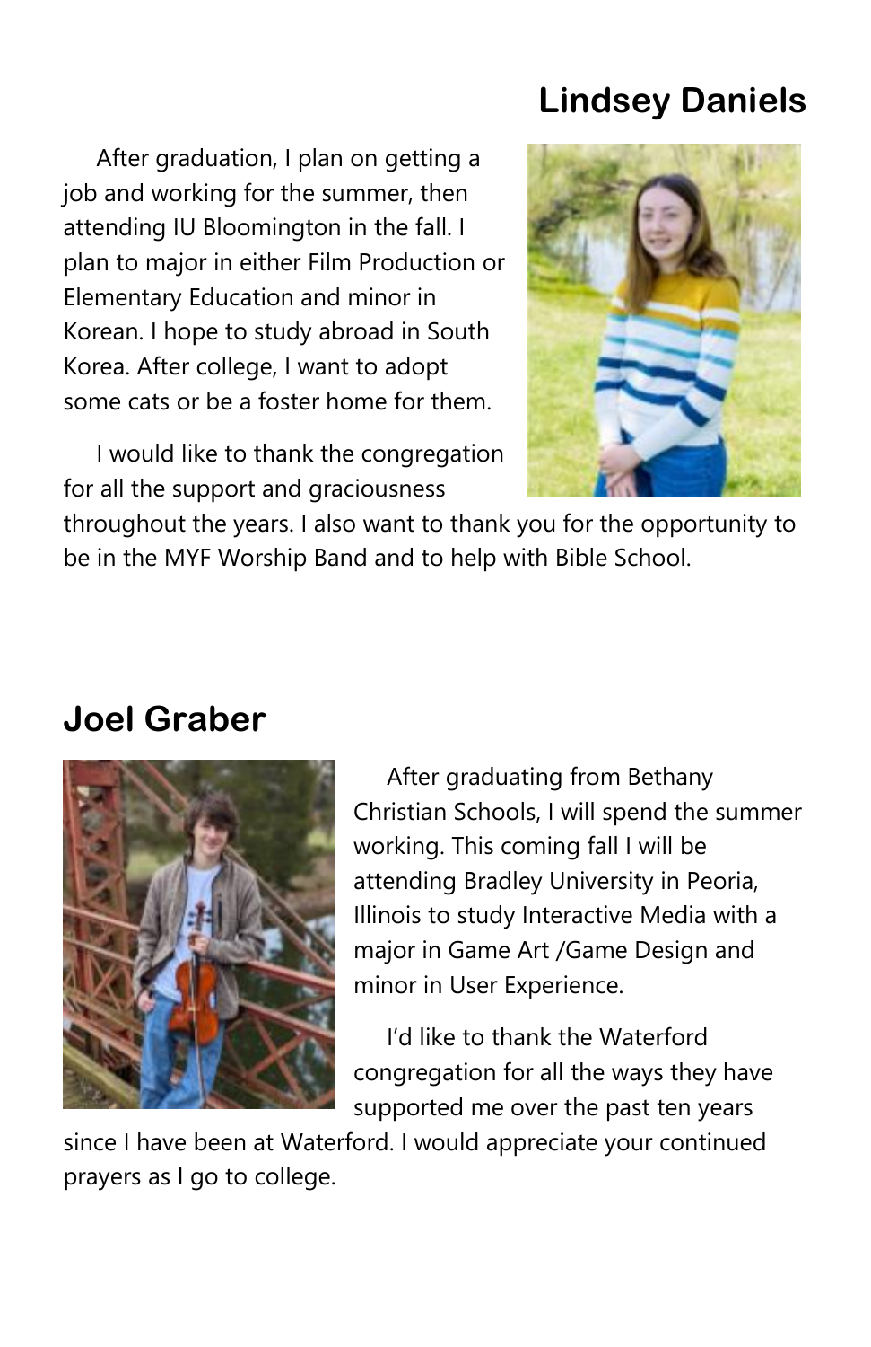## Lindsey Daniels

After graduation, I plan on getting a job and working for the summer, then attending IU Bloomington in the fall. I plan to major in either Film Production or Elementary Education and minor in Korean. I hope to study abroad in South Korea. After college, I want to adopt some cats or be a foster home for them.

I would like to thank the congregation for all the support and graciousness throughout the years. I also want to thank you for the opportunity to be in the MYF Worship Band and to help with Bible School.

## Joel Graber

After graduating from Bethany Christian Schools, I will spend the summer working. This coming fall I will be attending Bradley University in Peoria, Illinois to study Interactive Media with a major in Game Art /Game Design and minor in User Experience.

I'd like to thank the Waterford congregation for all the ways they have supported me over the past ten years since I have been at Waterford. I would appreciate your continued prayers as I go to college.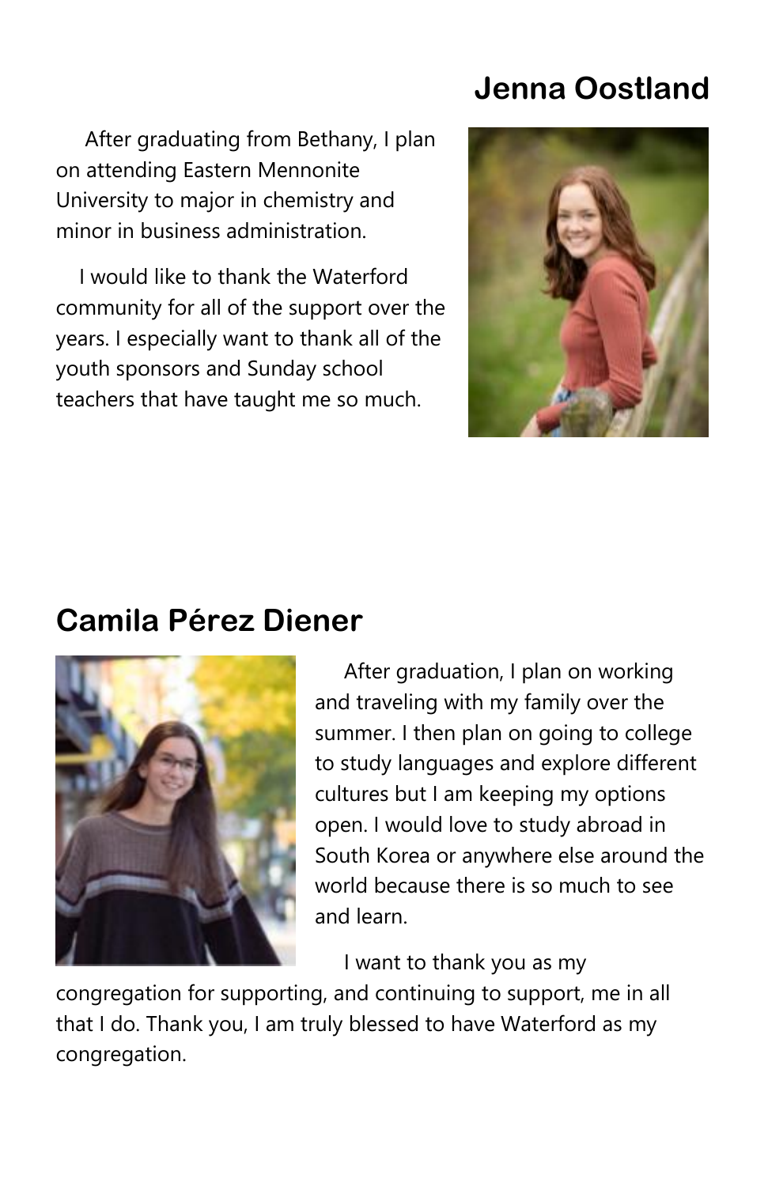## Jenna Oostland

After graduating from Bethany, I plan on attending Eastern Mennonite University to major in chemistry and minor in business administration.

I would like to thank the Waterford community for all of the support over the years. I especially want to thank all of the youth sponsors and Sunday school teachers that have taught me so much.

## Camila Pérez Diener

After graduation, I plan on working and traveling with my family over the summer. I then plan on going to college to study languages and explore different cultures but I am keeping my options open. I would love to study abroad in South Korea or anywhere else around the world because there is so much to see and learn.

I want to thank you as my congregation for supporting, and continuing to support, me in all that I do. Thank you, I am truly blessed to have Waterford as my congregation.